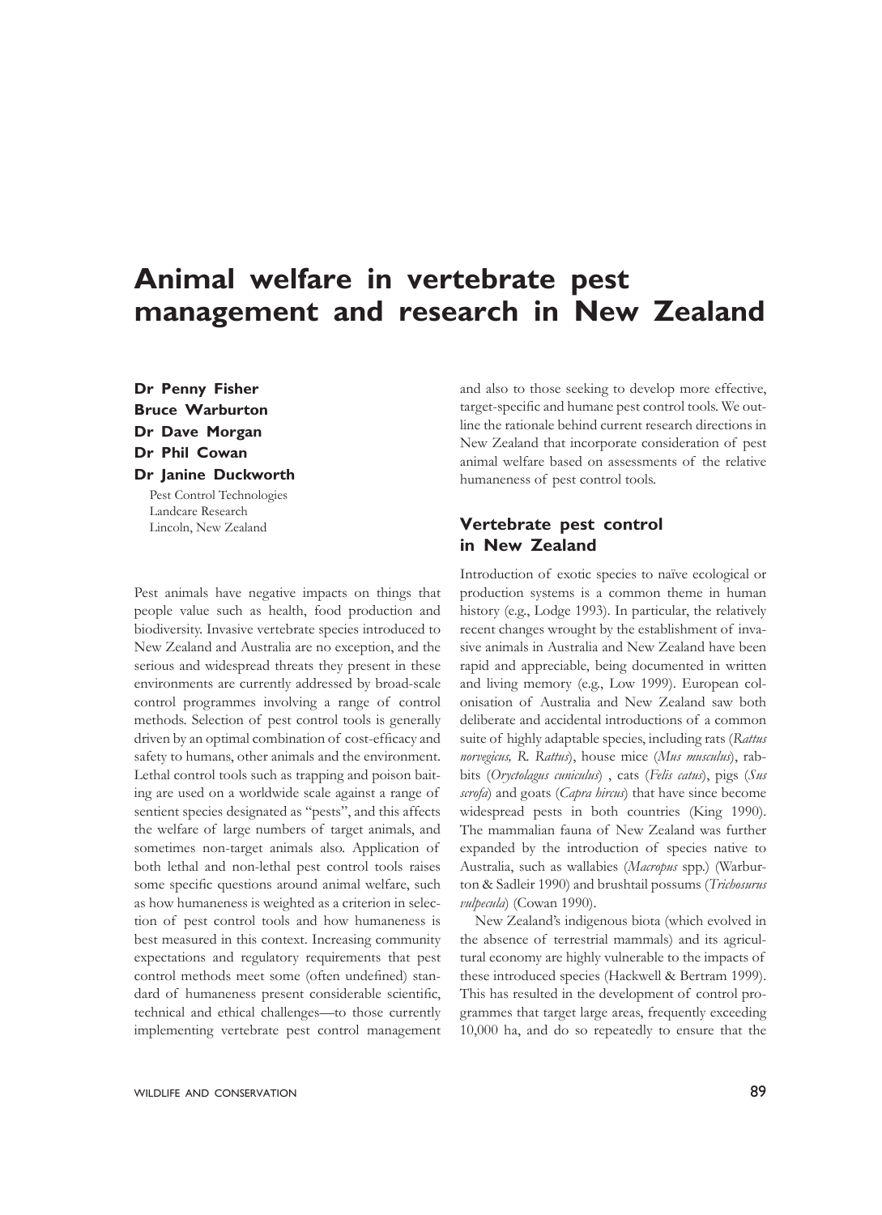# Animal welfare in vertebrate pest management and research in New Zealand

**Dr Penny Fisher**
**Bruce Warburton**
**Dr Dave Morgan**
**Dr Phil Cowan**
**Dr Janine Duckworth**

Pest Control Technologies
Landcare Research
Lincoln, New Zealand

Pest animals have negative impacts on things that people value such as health, food production and biodiversity. Invasive vertebrate species introduced to New Zealand and Australia are no exception, and the serious and widespread threats they present in these environments are currently addressed by broad-scale control programmes involving a range of control methods. Selection of pest control tools is generally driven by an optimal combination of cost-efficacy and safety to humans, other animals and the environment. Lethal control tools such as trapping and poison baiting are used on a worldwide scale against a range of sentient species designated as "pests", and this affects the welfare of large numbers of target animals, and sometimes non-target animals also. Application of both lethal and non-lethal pest control tools raises some specific questions around animal welfare, such as how humaneness is weighted as a criterion in selection of pest control tools and how humaneness is best measured in this context. Increasing community expectations and regulatory requirements that pest control methods meet some (often undefined) standard of humaneness present considerable scientific, technical and ethical challenges—to those currently implementing vertebrate pest control management and also to those seeking to develop more effective, target-specific and humane pest control tools. We outline the rationale behind current research directions in New Zealand that incorporate consideration of pest animal welfare based on assessments of the relative humaneness of pest control tools.

## Vertebrate pest control in New Zealand

Introduction of exotic species to naïve ecological or production systems is a common theme in human history (e.g., Lodge 1993). In particular, the relatively recent changes wrought by the establishment of invasive animals in Australia and New Zealand have been rapid and appreciable, being documented in written and living memory (e.g., Low 1999). European colonisation of Australia and New Zealand saw both deliberate and accidental introductions of a common suite of highly adaptable species, including rats (*Rattus norvegicus, R. Rattus*), house mice (*Mus musculus*), rabbits (*Oryctolagus cuniculus*) , cats (*Felis catus*), pigs (*Sus scrofa*) and goats (*Capra hircus*) that have since become widespread pests in both countries (King 1990). The mammalian fauna of New Zealand was further expanded by the introduction of species native to Australia, such as wallabies (*Macropus* spp.) (Warburton & Sadleir 1990) and brushtail possums (*Trichosurus vulpecula*) (Cowan 1990).

New Zealand's indigenous biota (which evolved in the absence of terrestrial mammals) and its agricultural economy are highly vulnerable to the impacts of these introduced species (Hackwell & Bertram 1999). This has resulted in the development of control programmes that target large areas, frequently exceeding 10,000 ha, and do so repeatedly to ensure that the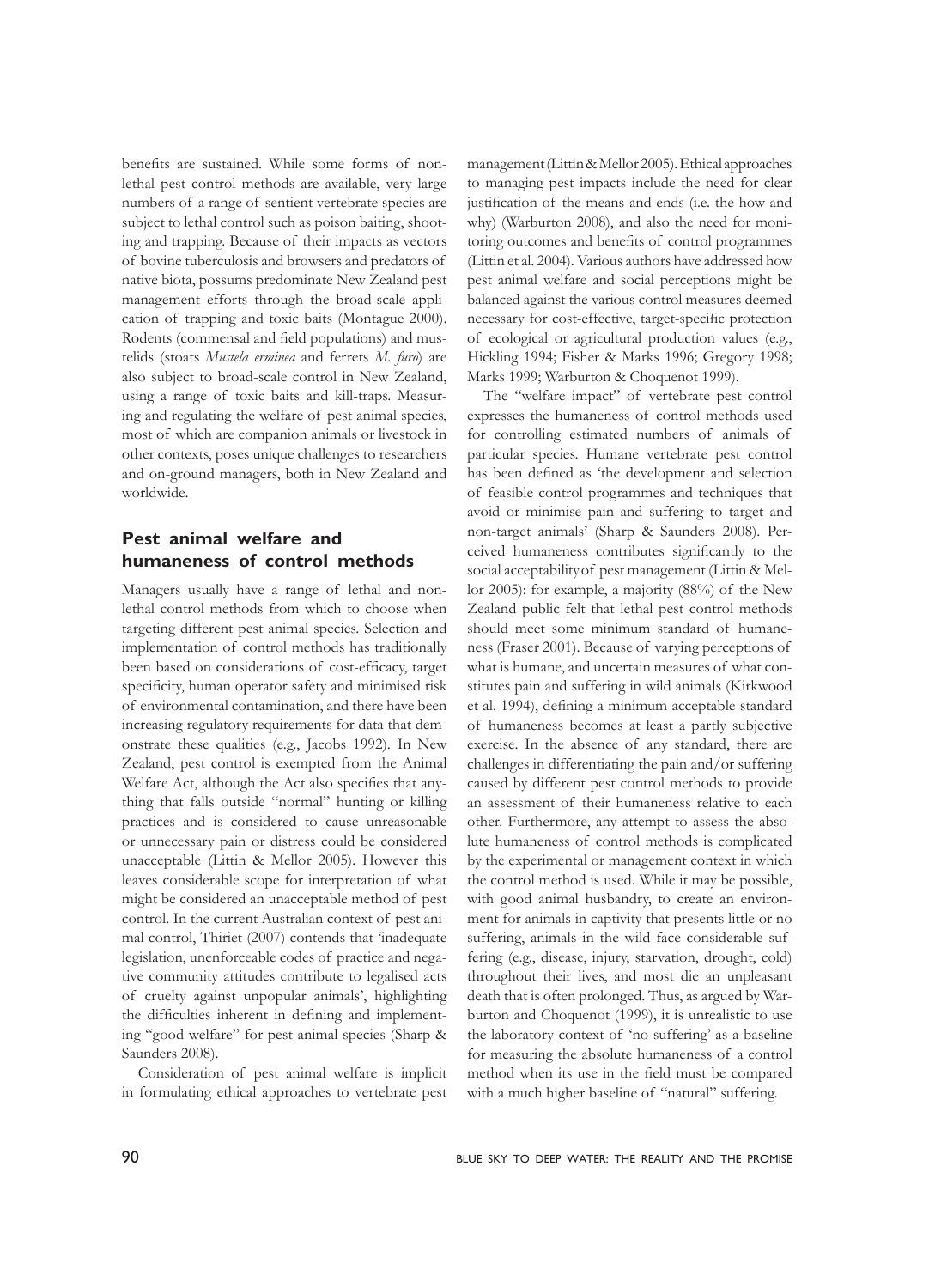benefits are sustained. While some forms of non-lethal pest control methods are available, very large numbers of a range of sentient vertebrate species are subject to lethal control such as poison baiting, shooting and trapping. Because of their impacts as vectors of bovine tuberculosis and browsers and predators of native biota, possums predominate New Zealand pest management efforts through the broad-scale application of trapping and toxic baits (Montague 2000). Rodents (commensal and field populations) and mustelids (stoats *Mustela erminea* and ferrets *M. furo*) are also subject to broad-scale control in New Zealand, using a range of toxic baits and kill-traps. Measuring and regulating the welfare of pest animal species, most of which are companion animals or livestock in other contexts, poses unique challenges to researchers and on-ground managers, both in New Zealand and worldwide.

## Pest animal welfare and humaneness of control methods

Managers usually have a range of lethal and non-lethal control methods from which to choose when targeting different pest animal species. Selection and implementation of control methods has traditionally been based on considerations of cost-efficacy, target specificity, human operator safety and minimised risk of environmental contamination, and there have been increasing regulatory requirements for data that demonstrate these qualities (e.g., Jacobs 1992). In New Zealand, pest control is exempted from the Animal Welfare Act, although the Act also specifies that anything that falls outside "normal" hunting or killing practices and is considered to cause unreasonable or unnecessary pain or distress could be considered unacceptable (Littin & Mellor 2005). However this leaves considerable scope for interpretation of what might be considered an unacceptable method of pest control. In the current Australian context of pest animal control, Thiriet (2007) contends that 'inadequate legislation, unenforceable codes of practice and negative community attitudes contribute to legalised acts of cruelty against unpopular animals', highlighting the difficulties inherent in defining and implementing "good welfare" for pest animal species (Sharp & Saunders 2008).

Consideration of pest animal welfare is implicit in formulating ethical approaches to vertebrate pest management (Littin & Mellor 2005). Ethical approaches to managing pest impacts include the need for clear justification of the means and ends (i.e. the how and why) (Warburton 2008), and also the need for monitoring outcomes and benefits of control programmes (Littin et al. 2004). Various authors have addressed how pest animal welfare and social perceptions might be balanced against the various control measures deemed necessary for cost-effective, target-specific protection of ecological or agricultural production values (e.g., Hickling 1994; Fisher & Marks 1996; Gregory 1998; Marks 1999; Warburton & Choquenot 1999).

The "welfare impact" of vertebrate pest control expresses the humaneness of control methods used for controlling estimated numbers of animals of particular species. Humane vertebrate pest control has been defined as 'the development and selection of feasible control programmes and techniques that avoid or minimise pain and suffering to target and non-target animals' (Sharp & Saunders 2008). Perceived humaneness contributes significantly to the social acceptability of pest management (Littin & Mellor 2005): for example, a majority (88%) of the New Zealand public felt that lethal pest control methods should meet some minimum standard of humaneness (Fraser 2001). Because of varying perceptions of what is humane, and uncertain measures of what constitutes pain and suffering in wild animals (Kirkwood et al. 1994), defining a minimum acceptable standard of humaneness becomes at least a partly subjective exercise. In the absence of any standard, there are challenges in differentiating the pain and/or suffering caused by different pest control methods to provide an assessment of their humaneness relative to each other. Furthermore, any attempt to assess the absolute humaneness of control methods is complicated by the experimental or management context in which the control method is used. While it may be possible, with good animal husbandry, to create an environment for animals in captivity that presents little or no suffering, animals in the wild face considerable suffering (e.g., disease, injury, starvation, drought, cold) throughout their lives, and most die an unpleasant death that is often prolonged. Thus, as argued by Warburton and Choquenot (1999), it is unrealistic to use the laboratory context of 'no suffering' as a baseline for measuring the absolute humaneness of a control method when its use in the field must be compared with a much higher baseline of "natural" suffering.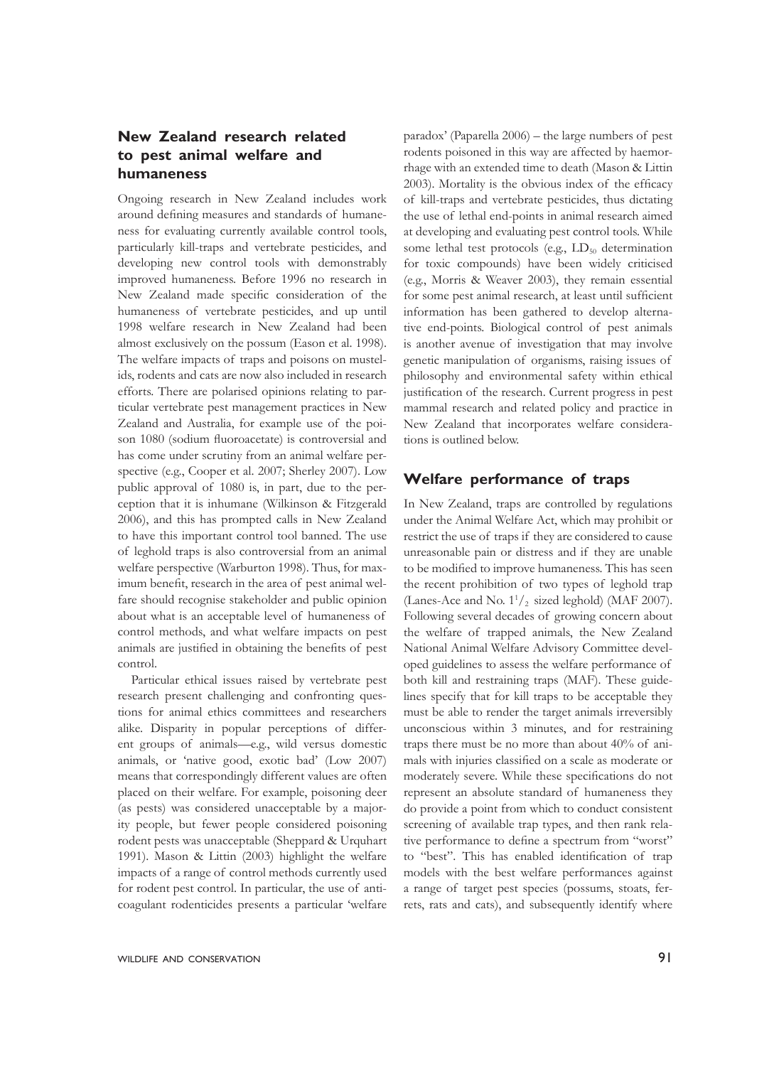## New Zealand research related to pest animal welfare and humaneness

Ongoing research in New Zealand includes work around defining measures and standards of humaneness for evaluating currently available control tools, particularly kill-traps and vertebrate pesticides, and developing new control tools with demonstrably improved humaneness. Before 1996 no research in New Zealand made specific consideration of the humaneness of vertebrate pesticides, and up until 1998 welfare research in New Zealand had been almost exclusively on the possum (Eason et al. 1998). The welfare impacts of traps and poisons on mustelids, rodents and cats are now also included in research efforts. There are polarised opinions relating to particular vertebrate pest management practices in New Zealand and Australia, for example use of the poison 1080 (sodium fluoroacetate) is controversial and has come under scrutiny from an animal welfare perspective (e.g., Cooper et al. 2007; Sherley 2007). Low public approval of 1080 is, in part, due to the perception that it is inhumane (Wilkinson & Fitzgerald 2006), and this has prompted calls in New Zealand to have this important control tool banned. The use of leghold traps is also controversial from an animal welfare perspective (Warburton 1998). Thus, for maximum benefit, research in the area of pest animal welfare should recognise stakeholder and public opinion about what is an acceptable level of humaneness of control methods, and what welfare impacts on pest animals are justified in obtaining the benefits of pest control.

Particular ethical issues raised by vertebrate pest research present challenging and confronting questions for animal ethics committees and researchers alike. Disparity in popular perceptions of different groups of animals—e.g., wild versus domestic animals, or 'native good, exotic bad' (Low 2007) means that correspondingly different values are often placed on their welfare. For example, poisoning deer (as pests) was considered unacceptable by a majority people, but fewer people considered poisoning rodent pests was unacceptable (Sheppard & Urquhart 1991). Mason & Littin (2003) highlight the welfare impacts of a range of control methods currently used for rodent pest control. In particular, the use of anticoagulant rodenticides presents a particular 'welfare paradox' (Paparella 2006) – the large numbers of pest rodents poisoned in this way are affected by haemorrhage with an extended time to death (Mason & Littin 2003). Mortality is the obvious index of the efficacy of kill-traps and vertebrate pesticides, thus dictating the use of lethal end-points in animal research aimed at developing and evaluating pest control tools. While some lethal test protocols (e.g., $LD_{50}$ determination for toxic compounds) have been widely criticised (e.g., Morris & Weaver 2003), they remain essential for some pest animal research, at least until sufficient information has been gathered to develop alternative end-points. Biological control of pest animals is another avenue of investigation that may involve genetic manipulation of organisms, raising issues of philosophy and environmental safety within ethical justification of the research. Current progress in pest mammal research and related policy and practice in New Zealand that incorporates welfare considerations is outlined below.

## Welfare performance of traps

In New Zealand, traps are controlled by regulations under the Animal Welfare Act, which may prohibit or restrict the use of traps if they are considered to cause unreasonable pain or distress and if they are unable to be modified to improve humaneness. This has seen the recent prohibition of two types of leghold trap (Lanes-Ace and No. $1^1/_2$ sized leghold) (MAF 2007). Following several decades of growing concern about the welfare of trapped animals, the New Zealand National Animal Welfare Advisory Committee developed guidelines to assess the welfare performance of both kill and restraining traps (MAF). These guidelines specify that for kill traps to be acceptable they must be able to render the target animals irreversibly unconscious within 3 minutes, and for restraining traps there must be no more than about 40% of animals with injuries classified on a scale as moderate or moderately severe. While these specifications do not represent an absolute standard of humaneness they do provide a point from which to conduct consistent screening of available trap types, and then rank relative performance to define a spectrum from "worst" to "best". This has enabled identification of trap models with the best welfare performances against a range of target pest species (possums, stoats, ferrets, rats and cats), and subsequently identify where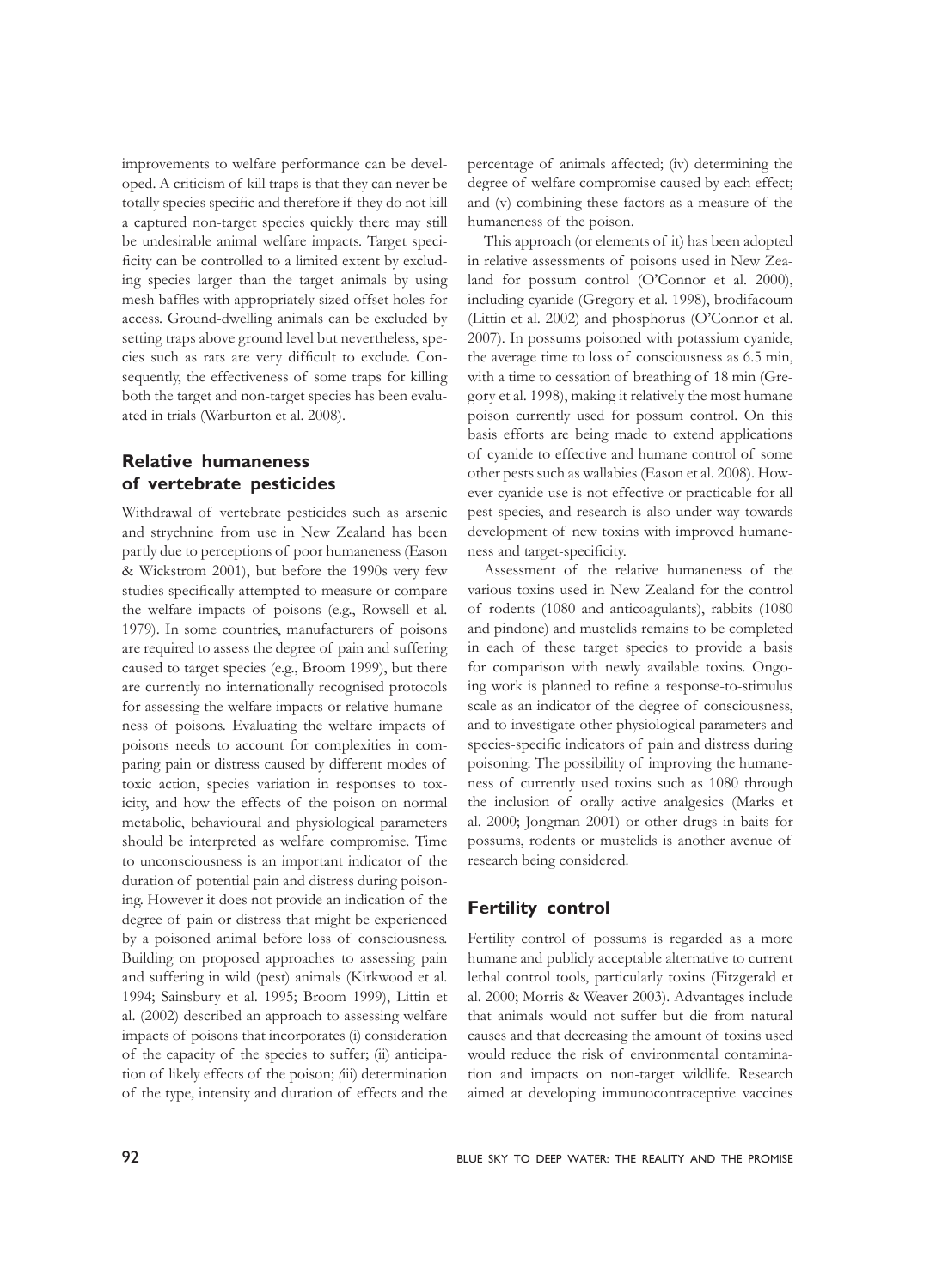improvements to welfare performance can be developed. A criticism of kill traps is that they can never be totally species specific and therefore if they do not kill a captured non-target species quickly there may still be undesirable animal welfare impacts. Target specificity can be controlled to a limited extent by excluding species larger than the target animals by using mesh baffles with appropriately sized offset holes for access. Ground-dwelling animals can be excluded by setting traps above ground level but nevertheless, species such as rats are very difficult to exclude. Consequently, the effectiveness of some traps for killing both the target and non-target species has been evaluated in trials (Warburton et al. 2008).

## Relative humaneness of vertebrate pesticides

Withdrawal of vertebrate pesticides such as arsenic and strychnine from use in New Zealand has been partly due to perceptions of poor humaneness (Eason & Wickstrom 2001), but before the 1990s very few studies specifically attempted to measure or compare the welfare impacts of poisons (e.g., Rowsell et al. 1979). In some countries, manufacturers of poisons are required to assess the degree of pain and suffering caused to target species (e.g., Broom 1999), but there are currently no internationally recognised protocols for assessing the welfare impacts or relative humaneness of poisons. Evaluating the welfare impacts of poisons needs to account for complexities in comparing pain or distress caused by different modes of toxic action, species variation in responses to toxicity, and how the effects of the poison on normal metabolic, behavioural and physiological parameters should be interpreted as welfare compromise. Time to unconsciousness is an important indicator of the duration of potential pain and distress during poisoning. However it does not provide an indication of the degree of pain or distress that might be experienced by a poisoned animal before loss of consciousness. Building on proposed approaches to assessing pain and suffering in wild (pest) animals (Kirkwood et al. 1994; Sainsbury et al. 1995; Broom 1999), Littin et al. (2002) described an approach to assessing welfare impacts of poisons that incorporates (i) consideration of the capacity of the species to suffer; (ii) anticipation of likely effects of the poison; (iii) determination of the type, intensity and duration of effects and the percentage of animals affected; (iv) determining the degree of welfare compromise caused by each effect; and (v) combining these factors as a measure of the humaneness of the poison.

This approach (or elements of it) has been adopted in relative assessments of poisons used in New Zealand for possum control (O'Connor et al. 2000), including cyanide (Gregory et al. 1998), brodifacoum (Littin et al. 2002) and phosphorus (O'Connor et al. 2007). In possums poisoned with potassium cyanide, the average time to loss of consciousness as 6.5 min, with a time to cessation of breathing of 18 min (Gregory et al. 1998), making it relatively the most humane poison currently used for possum control. On this basis efforts are being made to extend applications of cyanide to effective and humane control of some other pests such as wallabies (Eason et al. 2008). However cyanide use is not effective or practicable for all pest species, and research is also under way towards development of new toxins with improved humaneness and target-specificity.

Assessment of the relative humaneness of the various toxins used in New Zealand for the control of rodents (1080 and anticoagulants), rabbits (1080 and pindone) and mustelids remains to be completed in each of these target species to provide a basis for comparison with newly available toxins. Ongoing work is planned to refine a response-to-stimulus scale as an indicator of the degree of consciousness, and to investigate other physiological parameters and species-specific indicators of pain and distress during poisoning. The possibility of improving the humaneness of currently used toxins such as 1080 through the inclusion of orally active analgesics (Marks et al. 2000; Jongman 2001) or other drugs in baits for possums, rodents or mustelids is another avenue of research being considered.

## Fertility control

Fertility control of possums is regarded as a more humane and publicly acceptable alternative to current lethal control tools, particularly toxins (Fitzgerald et al. 2000; Morris & Weaver 2003). Advantages include that animals would not suffer but die from natural causes and that decreasing the amount of toxins used would reduce the risk of environmental contamination and impacts on non-target wildlife. Research aimed at developing immunocontraceptive vaccines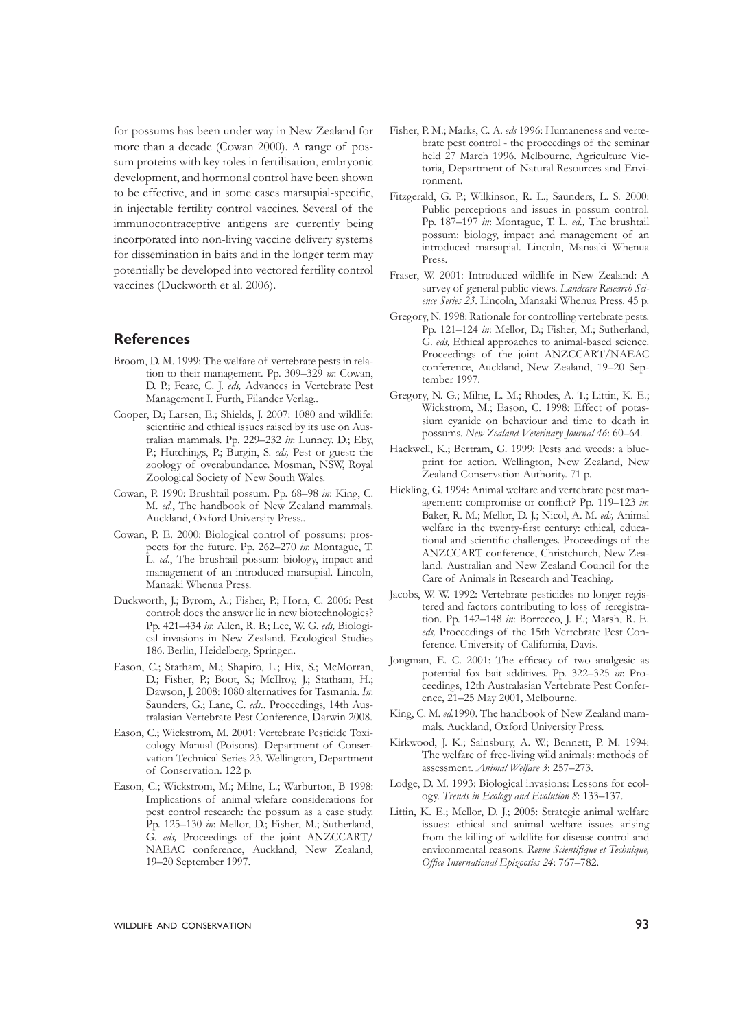for possums has been under way in New Zealand for more than a decade (Cowan 2000). A range of possum proteins with key roles in fertilisation, embryonic development, and hormonal control have been shown to be effective, and in some cases marsupial-specific, in injectable fertility control vaccines. Several of the immunocontraceptive antigens are currently being incorporated into non-living vaccine delivery systems for dissemination in baits and in the longer term may potentially be developed into vectored fertility control vaccines (Duckworth et al. 2006).

## References

Broom, D. M. 1999: The welfare of vertebrate pests in relation to their management. Pp. 309–329 *in*: Cowan, D. P.; Feare, C. J. *eds,* Advances in Vertebrate Pest Management I. Furth, Filander Verlag..

Cooper, D.; Larsen, E.; Shields, J. 2007: 1080 and wildlife: scientific and ethical issues raised by its use on Australian mammals. Pp. 229–232 *in*: Lunney. D.; Eby, P.; Hutchings, P.; Burgin, S. *eds,* Pest or guest: the zoology of overabundance. Mosman, NSW, Royal Zoological Society of New South Wales.

Cowan, P. 1990: Brushtail possum. Pp. 68–98 *in*: King, C. M. *ed.*, The handbook of New Zealand mammals. Auckland, Oxford University Press..

Cowan, P. E. 2000: Biological control of possums: prospects for the future. Pp. 262–270 *in*: Montague, T. L. *ed.*, The brushtail possum: biology, impact and management of an introduced marsupial. Lincoln, Manaaki Whenua Press.

Duckworth, J.; Byrom, A.; Fisher, P.; Horn, C. 2006: Pest control: does the answer lie in new biotechnologies? Pp. 421–434 *in*: Allen, R. B.; Lee, W. G. *eds,* Biological invasions in New Zealand. Ecological Studies 186. Berlin, Heidelberg, Springer..

Eason, C.; Statham, M.; Shapiro, L.; Hix, S.; McMorran, D.; Fisher, P.; Boot, S.; McIlroy, J.; Statham, H.; Dawson, J. 2008: 1080 alternatives for Tasmania. *In*: Saunders, G.; Lane, C. *eds*.. Proceedings, 14th Australasian Vertebrate Pest Conference, Darwin 2008.

Eason, C.; Wickstrom, M. 2001: Vertebrate Pesticide Toxicology Manual (Poisons). Department of Conservation Technical Series 23. Wellington, Department of Conservation. 122 p.

Eason, C.; Wickstrom, M.; Milne, L.; Warburton, B 1998: Implications of animal wlefare considerations for pest control research: the possum as a case study. Pp. 125–130 *in*: Mellor, D.; Fisher, M.; Sutherland, G. *eds,* Proceedings of the joint ANZCCART/NAEAC conference, Auckland, New Zealand, 19–20 September 1997.

Fisher, P. M.; Marks, C. A. *eds* 1996: Humaneness and vertebrate pest control - the proceedings of the seminar held 27 March 1996. Melbourne, Agriculture Victoria, Department of Natural Resources and Environment.

Fitzgerald, G. P.; Wilkinson, R. L.; Saunders, L. S. 2000: Public perceptions and issues in possum control. Pp. 187–197 *in*: Montague, T. L. *ed.,* The brushtail possum: biology, impact and management of an introduced marsupial. Lincoln, Manaaki Whenua Press.

Fraser, W. 2001: Introduced wildlife in New Zealand: A survey of general public views. *Landcare Research Science Series 23*. Lincoln, Manaaki Whenua Press. 45 p.

Gregory, N. 1998: Rationale for controlling vertebrate pests. Pp. 121–124 *in*: Mellor, D.; Fisher, M.; Sutherland, G. *eds,* Ethical approaches to animal-based science. Proceedings of the joint ANZCCART/NAEAC conference, Auckland, New Zealand, 19–20 September 1997.

Gregory, N. G.; Milne, L. M.; Rhodes, A. T.; Littin, K. E.; Wickstrom, M.; Eason, C. 1998: Effect of potassium cyanide on behaviour and time to death in possums. *New Zealand Veterinary Journal 46*: 60–64.

Hackwell, K.; Bertram, G. 1999: Pests and weeds: a blueprint for action. Wellington, New Zealand, New Zealand Conservation Authority. 71 p.

Hickling, G. 1994: Animal welfare and vertebrate pest management: compromise or conflict? Pp. 119–123 *in*: Baker, R. M.; Mellor, D. J.; Nicol, A. M. *eds,* Animal welfare in the twenty-first century: ethical, educational and scientific challenges. Proceedings of the ANZCCART conference, Christchurch, New Zealand. Australian and New Zealand Council for the Care of Animals in Research and Teaching.

Jacobs, W. W. 1992: Vertebrate pesticides no longer registered and factors contributing to loss of reregistration. Pp. 142–148 *in*: Borrecco, J. E.; Marsh, R. E. *eds,* Proceedings of the 15th Vertebrate Pest Conference. University of California, Davis.

Jongman, E. C. 2001: The efficacy of two analgesic as potential fox bait additives. Pp. 322–325 *in*: Proceedings, 12th Australasian Vertebrate Pest Conference, 21–25 May 2001, Melbourne.

King, C. M. *ed.*1990. The handbook of New Zealand mammals. Auckland, Oxford University Press.

Kirkwood, J. K.; Sainsbury, A. W.; Bennett, P. M. 1994: The welfare of free-living wild animals: methods of assessment. *Animal Welfare 3*: 257–273.

Lodge, D. M. 1993: Biological invasions: Lessons for ecology. *Trends in Ecology and Evolution 8*: 133–137.

Littin, K. E.; Mellor, D. J.; 2005: Strategic animal welfare issues: ethical and animal welfare issues arising from the killing of wildlife for disease control and environmental reasons. *Revue Scientifique et Technique, Office International Epizooties 24*: 767–782.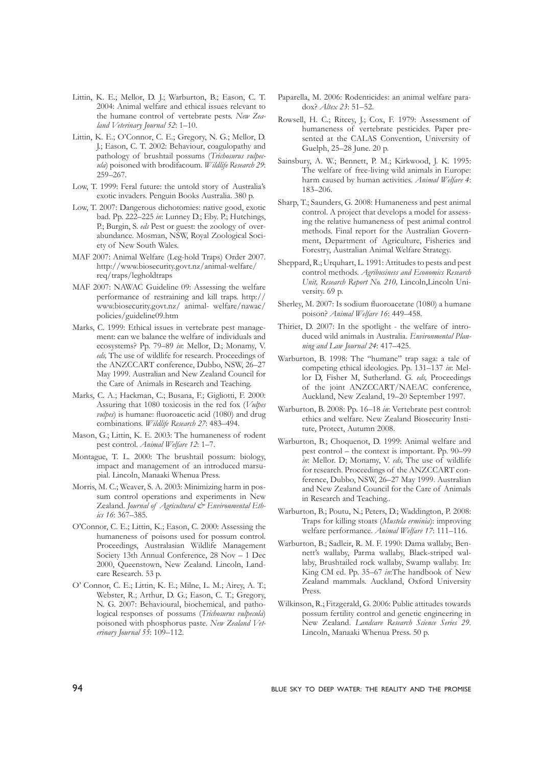Littin, K. E.; Mellor, D. J.; Warburton, B.; Eason, C. T. 2004: Animal welfare and ethical issues relevant to the humane control of vertebrate pests. *New Zealand Veterinary Journal 52*: 1–10.

Littin, K. E.; O'Connor, C. E.; Gregory, N. G.; Mellor, D. J.; Eason, C. T. 2002: Behaviour, coagulopathy and pathology of brushtail possums (*Trichosurus vulpecula*) poisoned with brodifacoum. *Wildlife Research 29*: 259–267.

Low, T. 1999: Feral future: the untold story of Australia's exotic invaders. Penguin Books Australia. 380 p.

Low, T. 2007: Dangerous dichotomies: native good, exotic bad. Pp. 222–225 *in*: Lunney D.; Eby. P.; Hutchings, P.; Burgin, S. *eds* Pest or guest: the zoology of overabundance. Mosman, NSW, Royal Zoological Society of New South Wales.

MAF 2007: Animal Welfare (Leg-hold Traps) Order 2007. http://www.biosecurity.govt.nz/animal-welfare/req/traps/legholdtraps

MAF 2007: NAWAC Guideline 09: Assessing the welfare performance of restraining and kill traps. http://www.biosecurity.govt.nz/ animal- welfare/nawac/policies/guideline09.htm

Marks, C. 1999: Ethical issues in vertebrate pest management: can we balance the welfare of individuals and ecosystems? Pp. 79–89 *in*: Mellor, D.; Monamy, V. *eds,* The use of wildlife for research. Proceedings of the ANZCCART conference, Dubbo, NSW, 26–27 May 1999. Australian and New Zealand Council for the Care of Animals in Research and Teaching.

Marks, C. A.; Hackman, C.; Busana, F.; Gigliotti, F. 2000: Assuring that 1080 toxicosis in the red fox (*Vulpes vulpes*) is humane: fluoroacetic acid (1080) and drug combinations. *Wildlife Research 27*: 483–494.

Mason, G.; Littin, K. E. 2003: The humaneness of rodent pest control. *Animal Welfare 12*: 1–7.

Montague, T. L. 2000: The brushtail possum: biology, impact and management of an introduced marsupial. Lincoln, Manaaki Whenua Press.

Morris, M. C.; Weaver, S. A. 2003: Minimizing harm in possum control operations and experiments in New Zealand. *Journal of Agricultural & Environmental Ethics 16*: 367–385.

O'Connor, C. E.; Littin, K.; Eason, C. 2000: Assessing the humaneness of poisons used for possum control. Proceedings, Australasian Wildlife Management Society 13th Annual Conference, 28 Nov – 1 Dec 2000, Queenstown, New Zealand. Lincoln, Landcare Research. 53 p.

O' Connor, C. E.; Littin, K. E.; Milne, L. M.; Airey, A. T.; Webster, R.; Arthur, D. G.; Eason, C. T.; Gregory, N. G. 2007: Behavioural, biochemical, and pathological responses of possums (*Trichosurus vulpecula*) poisoned with phosphorus paste. *New Zealand Veterinary Journal 55*: 109–112.

Paparella, M. 2006: Rodenticides: an animal welfare paradox? *Altex 23*: 51–52.

Rowsell, H. C.; Ritcey, J.; Cox, F. 1979: Assessment of humaneness of vertebrate pesticides. Paper presented at the CALAS Convention, University of Guelph, 25–28 June. 20 p.

Sainsbury, A. W.; Bennett, P. M.; Kirkwood, J. K. 1995: The welfare of free-living wild animals in Europe: harm caused by human activities. *Animal Welfare 4*: 183–206.

Sharp, T.; Saunders, G. 2008: Humaneness and pest animal control. A project that develops a model for assessing the relative humaneness of pest animal control methods. Final report for the Australian Government, Department of Agriculture, Fisheries and Forestry, Australian Animal Welfare Strategy.

Sheppard, R.; Urquhart, L. 1991: Attitudes to pests and pest control methods. *Agribusiness and Economics Research Unit, Research Report No. 210,* Lincoln,Lincoln University. 69 p.

Sherley, M. 2007: Is sodium fluoroacetate (1080) a humane poison? *Animal Welfare 16*: 449–458.

Thiriet, D. 2007: In the spotlight - the welfare of introduced wild animals in Australia. *Environmental Planning and Law Journal 24*: 417–425.

Warburton, B. 1998: The "humane" trap saga: a tale of competing ethical ideologies. Pp. 131–137 *in*: Mellor D, Fisher M, Sutherland. G. *eds,* Proceedings of the joint ANZCCART/NAEAC conference, Auckland, New Zealand, 19–20 September 1997.

Warburton, B. 2008: Pp. 16–18 *in*: Vertebrate pest control: ethics and welfare. New Zealand Biosecurity Institute, Protect, Autumn 2008.

Warburton, B.; Choquenot, D. 1999: Animal welfare and pest control – the context is important. Pp. 90–99 *in*: Mellor. D; Monamy, V. *eds,* The use of wildlife for research. Proceedings of the ANZCCART conference, Dubbo, NSW, 26–27 May 1999. Australian and New Zealand Council for the Care of Animals in Research and Teaching..

Warburton, B.; Poutu, N.; Peters, D.; Waddington, P. 2008: Traps for killing stoats (*Mustela erminia*): improving welfare performance. *Animal Welfare 17*: 111–116.

Warburton, B.; Sadleir, R. M. F. 1990: Dama wallaby, Bennett's wallaby, Parma wallaby, Black-striped wallaby, Brushtailed rock wallaby, Swamp wallaby. In: King CM ed. Pp. 35–67 *in*:The handbook of New Zealand mammals. Auckland, Oxford University Press.

Wilkinson, R.; Fitzgerald, G. 2006: Public attitudes towards possum fertility control and genetic engineering in New Zealand. *Landcare Research Science Series 29*. Lincoln, Manaaki Whenua Press. 50 p.